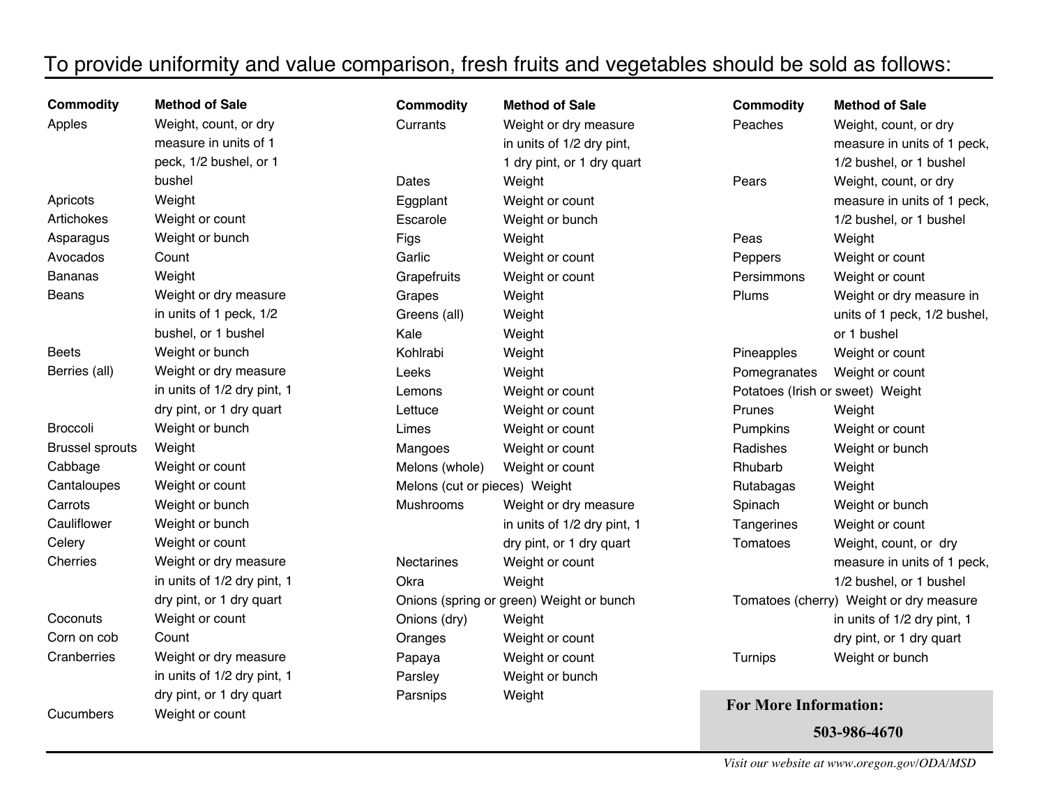# To provide uniformity and value comparison, fresh fruits and vegetables should be sold as follows:

| Commodity | Method of Sale |
|---|---|
| Apples | Weight, count, or dry measure in units of 1 peck, 1/2 bushel, or 1 bushel |
| Apricots | Weight |
| Artichokes | Weight or count |
| Asparagus | Weight or bunch |
| Avocados | Count |
| Bananas | Weight |
| Beans | Weight or dry measure in units of 1 peck, 1/2 bushel, or 1 bushel |
| Beets | Weight or bunch |
| Berries (all) | Weight or dry measure in units of 1/2 dry pint, 1 dry pint, or 1 dry quart |
| Broccoli | Weight or bunch |
| Brussel sprouts | Weight |
| Cabbage | Weight or count |
| Cantaloupes | Weight or count |
| Carrots | Weight or bunch |
| Cauliflower | Weight or bunch |
| Celery | Weight or count |
| Cherries | Weight or dry measure in units of 1/2 dry pint, 1 dry pint, or 1 dry quart |
| Coconuts | Weight or count |
| Corn on cob | Count |
| Cranberries | Weight or dry measure in units of 1/2 dry pint, 1 dry pint, or 1 dry quart |
| Cucumbers | Weight or count |
| Currants | Weight or dry measure in units of 1/2 dry pint, 1 dry pint, or 1 dry quart |
| Dates | Weight |
| Eggplant | Weight or count |
| Escarole | Weight or bunch |
| Figs | Weight |
| Garlic | Weight or count |
| Grapefruits | Weight or count |
| Grapes | Weight |
| Greens (all) | Weight |
| Kale | Weight |
| Kohlrabi | Weight |
| Leeks | Weight |
| Lemons | Weight or count |
| Lettuce | Weight or count |
| Limes | Weight or count |
| Mangoes | Weight or count |
| Melons (whole) | Weight or count |
| Melons (cut or pieces) | Weight |
| Mushrooms | Weight or dry measure in units of 1/2 dry pint, 1 dry pint, or 1 dry quart |
| Nectarines | Weight or count |
| Okra | Weight |
| Onions (spring or green) | Weight or bunch |
| Onions (dry) | Weight |
| Oranges | Weight or count |
| Papaya | Weight or count |
| Parsley | Weight or bunch |
| Parsnips | Weight |
| Peaches | Weight, count, or dry measure in units of 1 peck, 1/2 bushel, or 1 bushel |
| Pears | Weight, count, or dry measure in units of 1 peck, 1/2 bushel, or 1 bushel |
| Peas | Weight |
| Peppers | Weight or count |
| Persimmons | Weight or count |
| Plums | Weight or dry measure in units of 1 peck, 1/2 bushel, or 1 bushel |
| Pineapples | Weight or count |
| Pomegranates | Weight or count |
| Potatoes (Irish or sweet) | Weight |
| Prunes | Weight |
| Pumpkins | Weight or count |
| Radishes | Weight or bunch |
| Rhubarb | Weight |
| Rutabagas | Weight |
| Spinach | Weight or bunch |
| Tangerines | Weight or count |
| Tomatoes | Weight, count, or dry measure in units of 1 peck, 1/2 bushel, or 1 bushel |
| Tomatoes (cherry) | Weight or dry measure in units of 1/2 dry pint, 1 dry pint, or 1 dry quart |
| Turnips | Weight or bunch |

**For More Information:**

**503-986-4670**

*Visit our website at www.oregon.gov/ODA/MSD*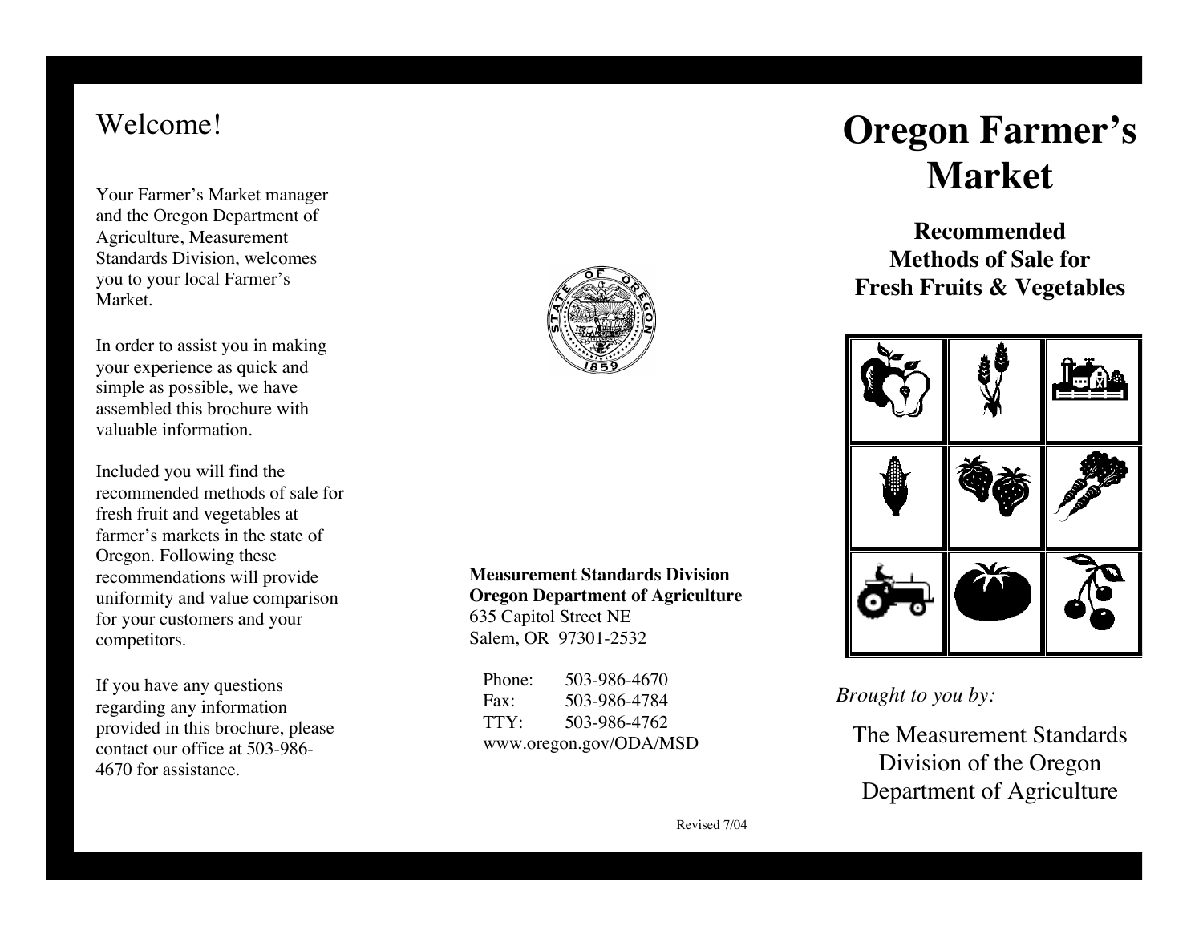# Welcome!

Your Farmer's Market manager and the Oregon Department of Agriculture, Measurement Standards Division, welcomes you to your local Farmer's Market.

In order to assist you in making your experience as quick and simple as possible, we have assembled this brochure with valuable information.

Included you will find the recommended methods of sale for fresh fruit and vegetables at farmer's markets in the state of Oregon. Following these recommendations will provide uniformity and value comparison for your customers and your competitors.

If you have any questions regarding any information provided in this brochure, please contact our office at 503-986-4670 for assistance.

**Measurement Standards Division**
**Oregon Department of Agriculture**
635 Capitol Street NE
Salem, OR 97301-2532

Phone: 503-986-4670
Fax: 503-986-4784
TTY: 503-986-4762
www.oregon.gov/ODA/MSD

Revised 7/04

# Oregon Farmer's Market

## Recommended Methods of Sale for Fresh Fruits & Vegetables

*Brought to you by:*

The Measurement Standards Division of the Oregon Department of Agriculture